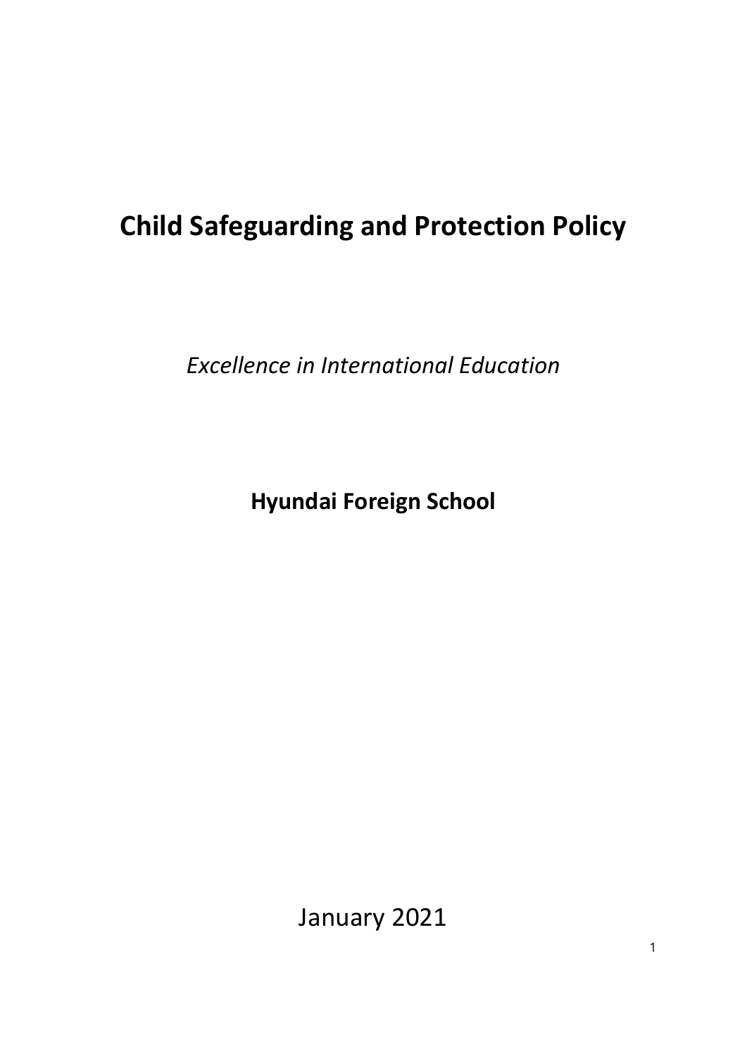# Child Safeguarding and Protection Policy

*Excellence in International Education*

**Hyundai Foreign School**

January 2021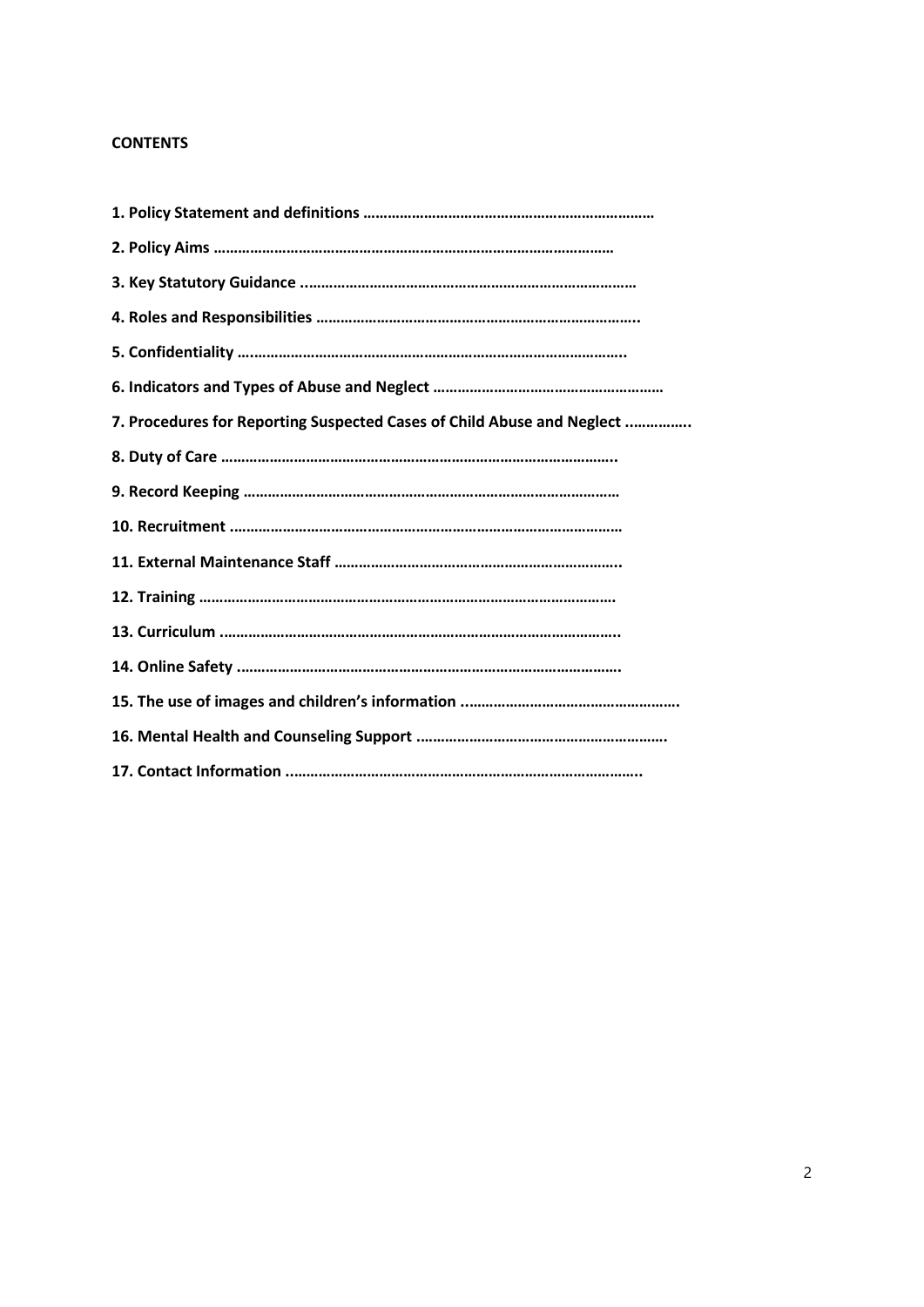**CONTENTS**

**1. Policy Statement and definitions ………………………………………………………………**

**2. Policy Aims ………………………………………………………………………………………**

**3. Key Statutory Guidance ..………………………………………………………………………**

**4. Roles and Responsibilities ……………………………………………………………………..**

**5. Confidentiality …..……………………………………………………………………………..**

**6. Indicators and Types of Abuse and Neglect …………………………………………………**

**7. Procedures for Reporting Suspected Cases of Child Abuse and Neglect ……………..**

**8. Duty of Care ……………………………………………………………………………………..**

**9. Record Keeping …………………………………………………………………………………**

**10. Recruitment ……………………………………………………………………………………**

**11. External Maintenance Staff …………………………………………………………………..**

**12. Training …………………………………………………………………………………………**

**13. Curriculum ……………………………………………………………………………………..**

**14. Online Safety ………………………………………………………………………………….**

**15. The use of images and children's information ..……………………………………………….**

**16. Mental Health and Counseling Support …………………………………………………….**

**17. Contact Information …………………………………………………………………………..**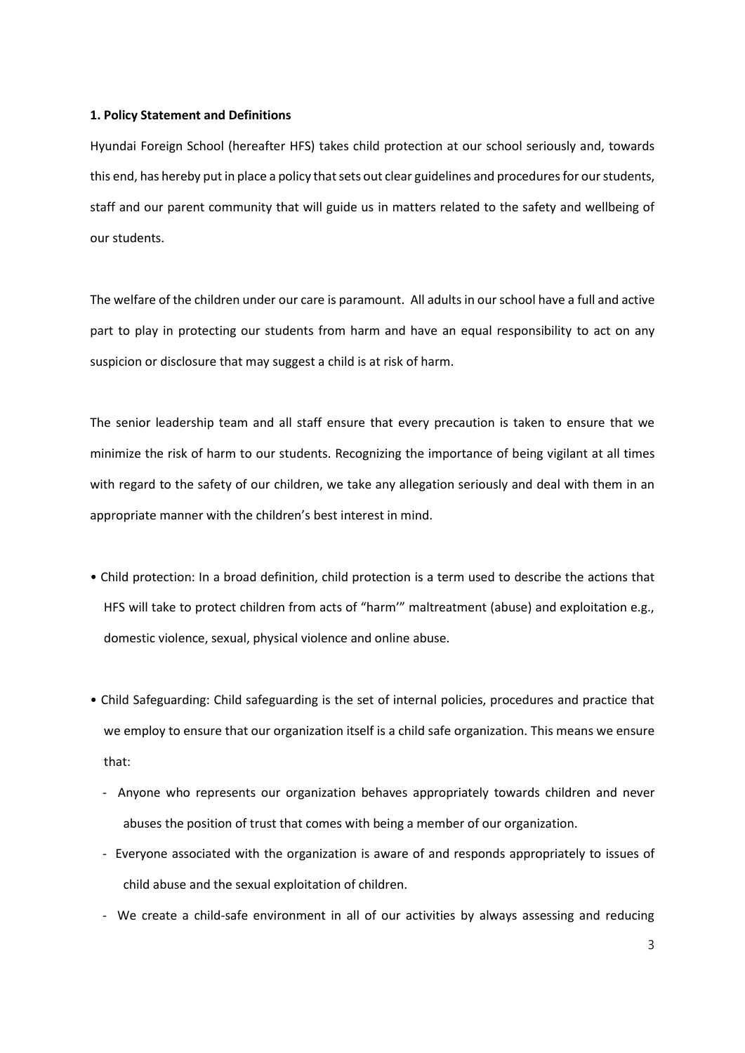**1. Policy Statement and Definitions**

Hyundai Foreign School (hereafter HFS) takes child protection at our school seriously and, towards this end, has hereby put in place a policy that sets out clear guidelines and procedures for our students, staff and our parent community that will guide us in matters related to the safety and wellbeing of our students.

The welfare of the children under our care is paramount. All adults in our school have a full and active part to play in protecting our students from harm and have an equal responsibility to act on any suspicion or disclosure that may suggest a child is at risk of harm.

The senior leadership team and all staff ensure that every precaution is taken to ensure that we minimize the risk of harm to our students. Recognizing the importance of being vigilant at all times with regard to the safety of our children, we take any allegation seriously and deal with them in an appropriate manner with the children's best interest in mind.

- Child protection: In a broad definition, child protection is a term used to describe the actions that HFS will take to protect children from acts of "harm'" maltreatment (abuse) and exploitation e.g., domestic violence, sexual, physical violence and online abuse.

- Child Safeguarding: Child safeguarding is the set of internal policies, procedures and practice that we employ to ensure that our organization itself is a child safe organization. This means we ensure that:
  - Anyone who represents our organization behaves appropriately towards children and never abuses the position of trust that comes with being a member of our organization.
  - Everyone associated with the organization is aware of and responds appropriately to issues of child abuse and the sexual exploitation of children.
  - We create a child-safe environment in all of our activities by always assessing and reducing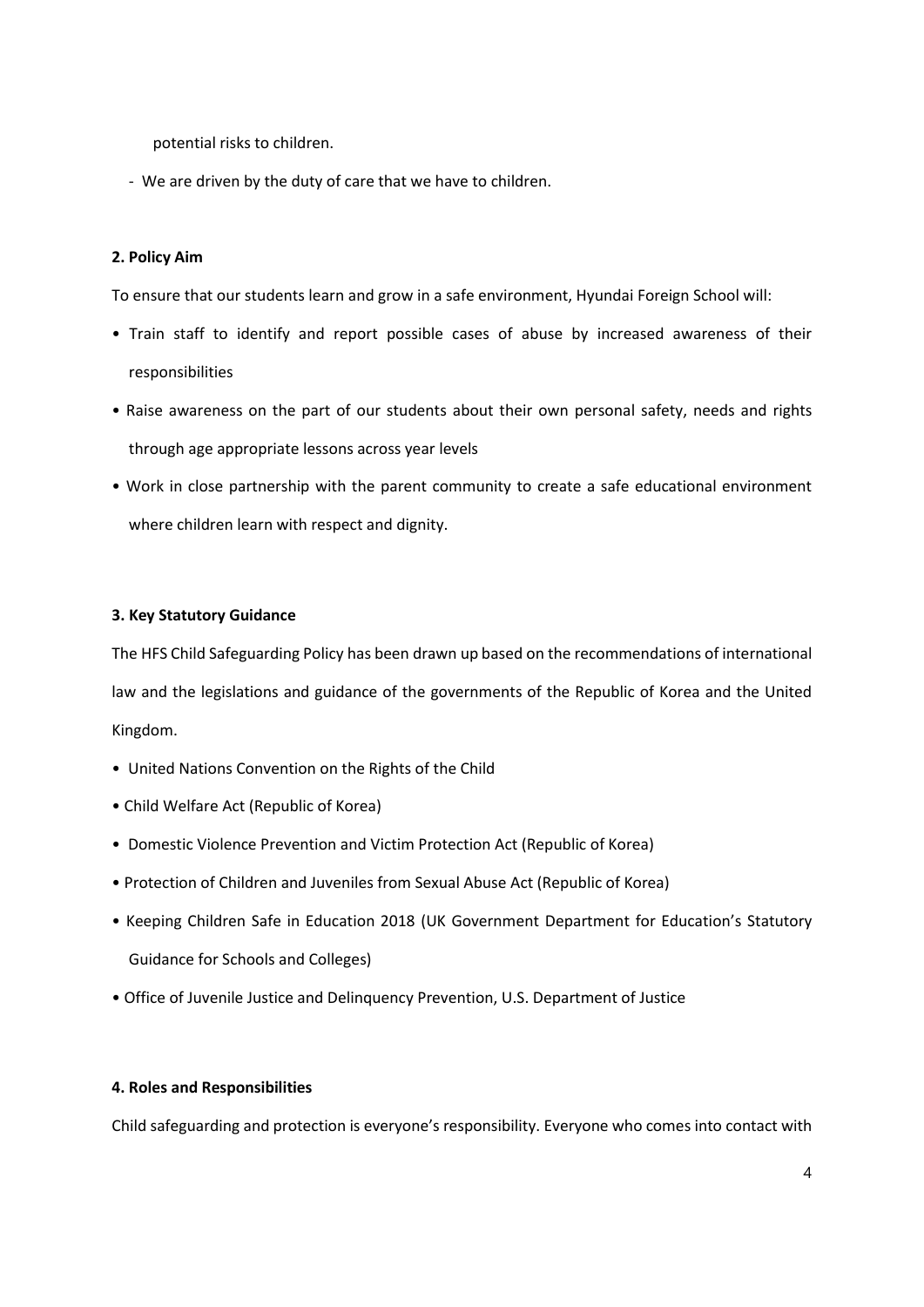potential risks to children.

- We are driven by the duty of care that we have to children.

**2. Policy Aim**

To ensure that our students learn and grow in a safe environment, Hyundai Foreign School will:

- Train staff to identify and report possible cases of abuse by increased awareness of their responsibilities
- Raise awareness on the part of our students about their own personal safety, needs and rights through age appropriate lessons across year levels
- Work in close partnership with the parent community to create a safe educational environment where children learn with respect and dignity.

**3. Key Statutory Guidance**

The HFS Child Safeguarding Policy has been drawn up based on the recommendations of international law and the legislations and guidance of the governments of the Republic of Korea and the United Kingdom.

- United Nations Convention on the Rights of the Child
- Child Welfare Act (Republic of Korea)
- Domestic Violence Prevention and Victim Protection Act (Republic of Korea)
- Protection of Children and Juveniles from Sexual Abuse Act (Republic of Korea)
- Keeping Children Safe in Education 2018 (UK Government Department for Education's Statutory Guidance for Schools and Colleges)
- Office of Juvenile Justice and Delinquency Prevention, U.S. Department of Justice

**4. Roles and Responsibilities**

Child safeguarding and protection is everyone's responsibility. Everyone who comes into contact with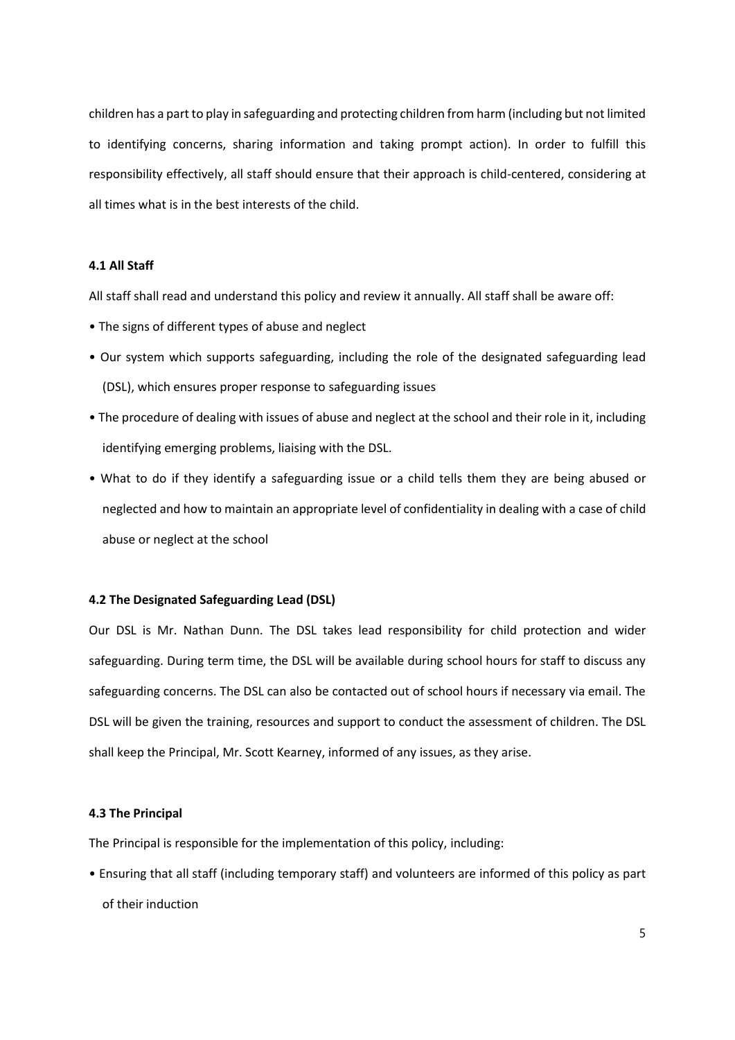children has a part to play in safeguarding and protecting children from harm (including but not limited to identifying concerns, sharing information and taking prompt action). In order to fulfill this responsibility effectively, all staff should ensure that their approach is child-centered, considering at all times what is in the best interests of the child.

### 4.1 All Staff

All staff shall read and understand this policy and review it annually. All staff shall be aware off:

- The signs of different types of abuse and neglect
- Our system which supports safeguarding, including the role of the designated safeguarding lead (DSL), which ensures proper response to safeguarding issues
- The procedure of dealing with issues of abuse and neglect at the school and their role in it, including identifying emerging problems, liaising with the DSL.
- What to do if they identify a safeguarding issue or a child tells them they are being abused or neglected and how to maintain an appropriate level of confidentiality in dealing with a case of child abuse or neglect at the school

### 4.2 The Designated Safeguarding Lead (DSL)

Our DSL is Mr. Nathan Dunn. The DSL takes lead responsibility for child protection and wider safeguarding. During term time, the DSL will be available during school hours for staff to discuss any safeguarding concerns. The DSL can also be contacted out of school hours if necessary via email. The DSL will be given the training, resources and support to conduct the assessment of children. The DSL shall keep the Principal, Mr. Scott Kearney, informed of any issues, as they arise.

### 4.3 The Principal

The Principal is responsible for the implementation of this policy, including:

- Ensuring that all staff (including temporary staff) and volunteers are informed of this policy as part of their induction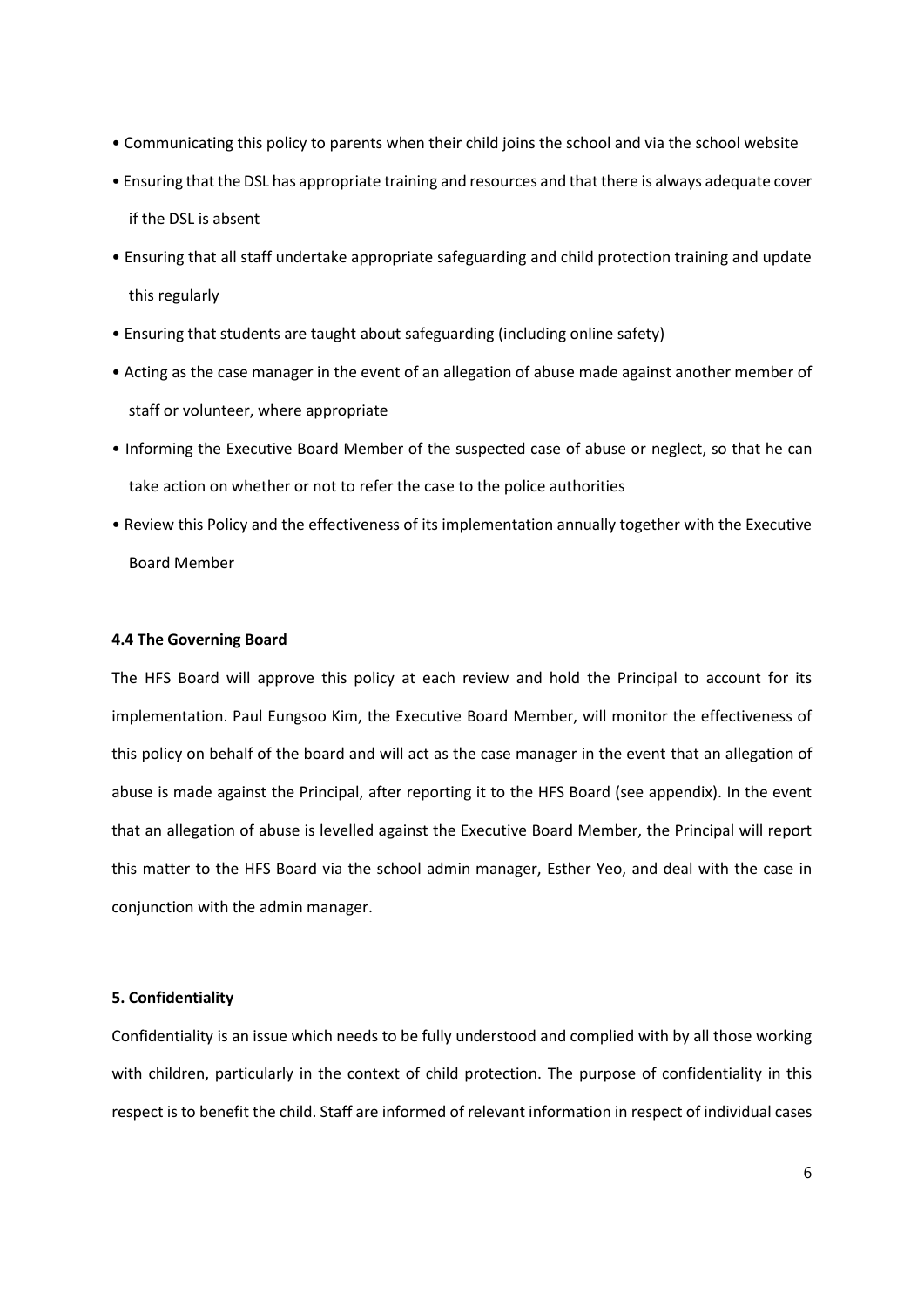- Communicating this policy to parents when their child joins the school and via the school website
- Ensuring that the DSL has appropriate training and resources and that there is always adequate cover if the DSL is absent
- Ensuring that all staff undertake appropriate safeguarding and child protection training and update this regularly
- Ensuring that students are taught about safeguarding (including online safety)
- Acting as the case manager in the event of an allegation of abuse made against another member of staff or volunteer, where appropriate
- Informing the Executive Board Member of the suspected case of abuse or neglect, so that he can take action on whether or not to refer the case to the police authorities
- Review this Policy and the effectiveness of its implementation annually together with the Executive Board Member

#### 4.4 The Governing Board

The HFS Board will approve this policy at each review and hold the Principal to account for its implementation. Paul Eungsoo Kim, the Executive Board Member, will monitor the effectiveness of this policy on behalf of the board and will act as the case manager in the event that an allegation of abuse is made against the Principal, after reporting it to the HFS Board (see appendix). In the event that an allegation of abuse is levelled against the Executive Board Member, the Principal will report this matter to the HFS Board via the school admin manager, Esther Yeo, and deal with the case in conjunction with the admin manager.

### 5. Confidentiality

Confidentiality is an issue which needs to be fully understood and complied with by all those working with children, particularly in the context of child protection. The purpose of confidentiality in this respect is to benefit the child. Staff are informed of relevant information in respect of individual cases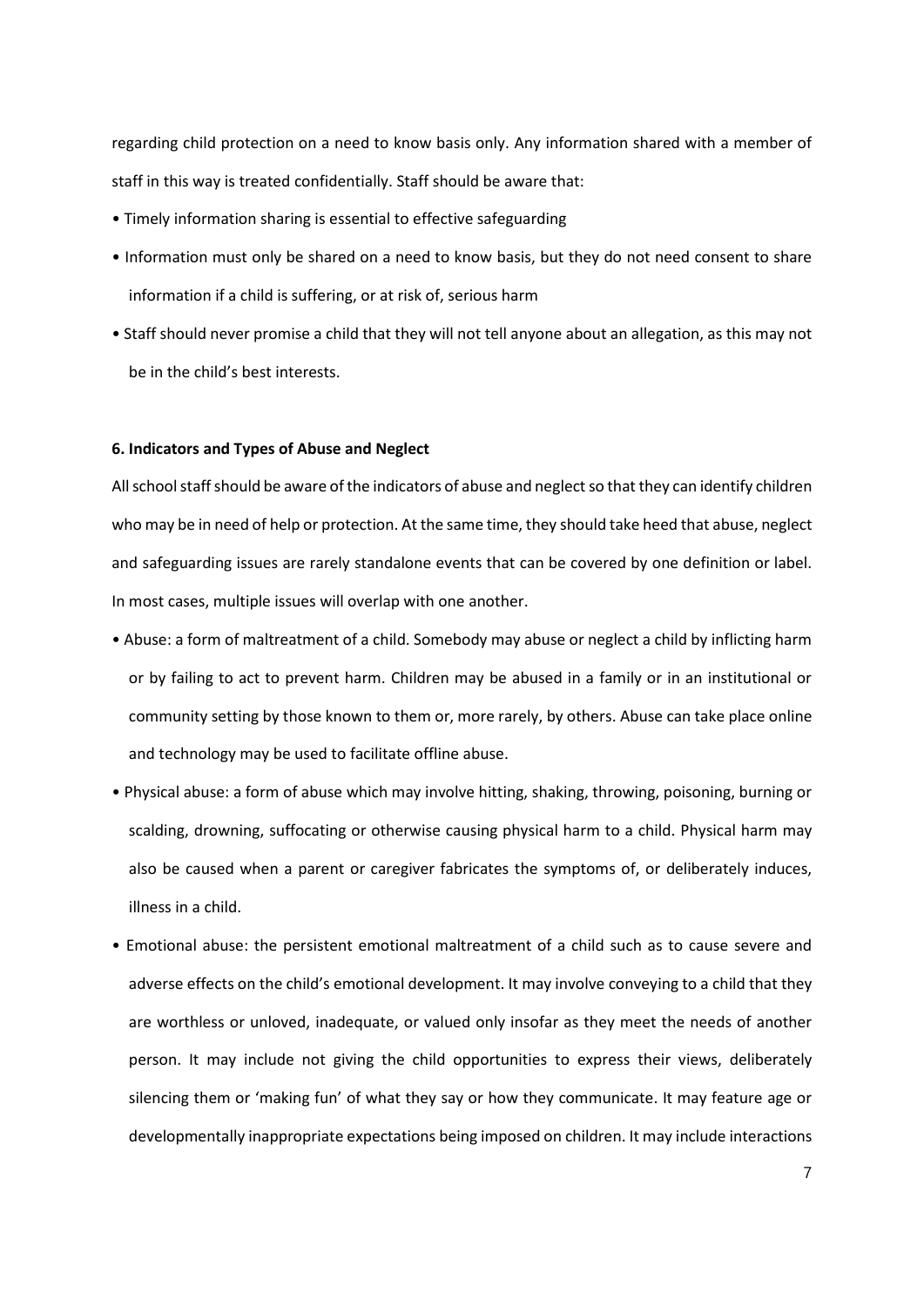regarding child protection on a need to know basis only. Any information shared with a member of staff in this way is treated confidentially. Staff should be aware that:

- Timely information sharing is essential to effective safeguarding
- Information must only be shared on a need to know basis, but they do not need consent to share information if a child is suffering, or at risk of, serious harm
- Staff should never promise a child that they will not tell anyone about an allegation, as this may not be in the child's best interests.

**6. Indicators and Types of Abuse and Neglect**

All school staff should be aware of the indicators of abuse and neglect so that they can identify children who may be in need of help or protection. At the same time, they should take heed that abuse, neglect and safeguarding issues are rarely standalone events that can be covered by one definition or label. In most cases, multiple issues will overlap with one another.

- Abuse: a form of maltreatment of a child. Somebody may abuse or neglect a child by inflicting harm or by failing to act to prevent harm. Children may be abused in a family or in an institutional or community setting by those known to them or, more rarely, by others. Abuse can take place online and technology may be used to facilitate offline abuse.
- Physical abuse: a form of abuse which may involve hitting, shaking, throwing, poisoning, burning or scalding, drowning, suffocating or otherwise causing physical harm to a child. Physical harm may also be caused when a parent or caregiver fabricates the symptoms of, or deliberately induces, illness in a child.
- Emotional abuse: the persistent emotional maltreatment of a child such as to cause severe and adverse effects on the child's emotional development. It may involve conveying to a child that they are worthless or unloved, inadequate, or valued only insofar as they meet the needs of another person. It may include not giving the child opportunities to express their views, deliberately silencing them or 'making fun' of what they say or how they communicate. It may feature age or developmentally inappropriate expectations being imposed on children. It may include interactions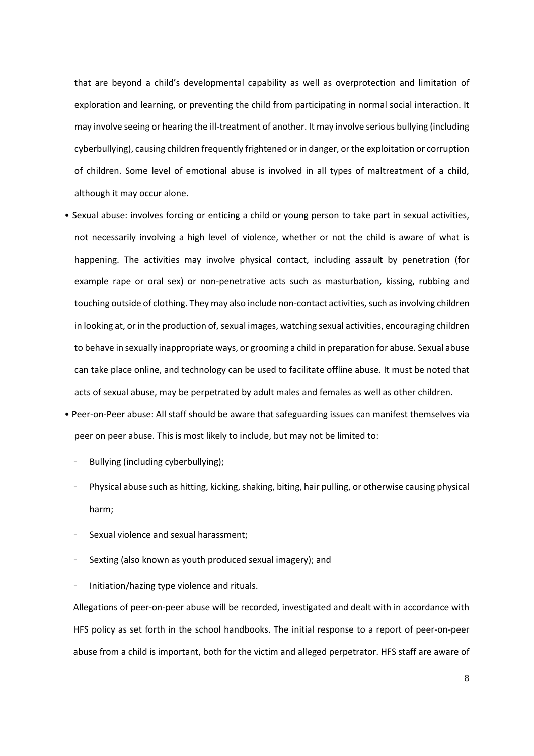that are beyond a child's developmental capability as well as overprotection and limitation of exploration and learning, or preventing the child from participating in normal social interaction. It may involve seeing or hearing the ill-treatment of another. It may involve serious bullying (including cyberbullying), causing children frequently frightened or in danger, or the exploitation or corruption of children. Some level of emotional abuse is involved in all types of maltreatment of a child, although it may occur alone.

- Sexual abuse: involves forcing or enticing a child or young person to take part in sexual activities, not necessarily involving a high level of violence, whether or not the child is aware of what is happening. The activities may involve physical contact, including assault by penetration (for example rape or oral sex) or non-penetrative acts such as masturbation, kissing, rubbing and touching outside of clothing. They may also include non-contact activities, such as involving children in looking at, or in the production of, sexual images, watching sexual activities, encouraging children to behave in sexually inappropriate ways, or grooming a child in preparation for abuse. Sexual abuse can take place online, and technology can be used to facilitate offline abuse. It must be noted that acts of sexual abuse, may be perpetrated by adult males and females as well as other children.
- Peer-on-Peer abuse: All staff should be aware that safeguarding issues can manifest themselves via peer on peer abuse. This is most likely to include, but may not be limited to:
    - Bullying (including cyberbullying);
    - Physical abuse such as hitting, kicking, shaking, biting, hair pulling, or otherwise causing physical harm;
    - Sexual violence and sexual harassment;
    - Sexting (also known as youth produced sexual imagery); and
    - Initiation/hazing type violence and rituals.

  Allegations of peer-on-peer abuse will be recorded, investigated and dealt with in accordance with HFS policy as set forth in the school handbooks. The initial response to a report of peer-on-peer abuse from a child is important, both for the victim and alleged perpetrator. HFS staff are aware of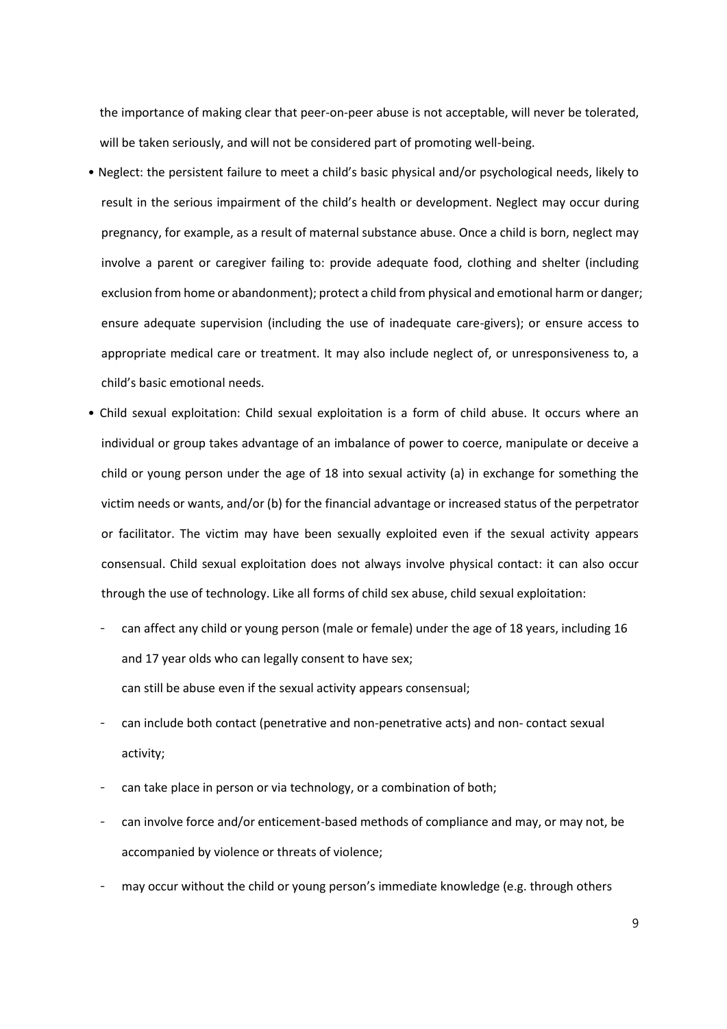the importance of making clear that peer-on-peer abuse is not acceptable, will never be tolerated, will be taken seriously, and will not be considered part of promoting well-being.

- Neglect: the persistent failure to meet a child's basic physical and/or psychological needs, likely to result in the serious impairment of the child's health or development. Neglect may occur during pregnancy, for example, as a result of maternal substance abuse. Once a child is born, neglect may involve a parent or caregiver failing to: provide adequate food, clothing and shelter (including exclusion from home or abandonment); protect a child from physical and emotional harm or danger; ensure adequate supervision (including the use of inadequate care-givers); or ensure access to appropriate medical care or treatment. It may also include neglect of, or unresponsiveness to, a child's basic emotional needs.
- Child sexual exploitation: Child sexual exploitation is a form of child abuse. It occurs where an individual or group takes advantage of an imbalance of power to coerce, manipulate or deceive a child or young person under the age of 18 into sexual activity (a) in exchange for something the victim needs or wants, and/or (b) for the financial advantage or increased status of the perpetrator or facilitator. The victim may have been sexually exploited even if the sexual activity appears consensual. Child sexual exploitation does not always involve physical contact: it can also occur through the use of technology. Like all forms of child sex abuse, child sexual exploitation:
  - can affect any child or young person (male or female) under the age of 18 years, including 16 and 17 year olds who can legally consent to have sex;
    can still be abuse even if the sexual activity appears consensual;
  - can include both contact (penetrative and non-penetrative acts) and non- contact sexual activity;
  - can take place in person or via technology, or a combination of both;
  - can involve force and/or enticement-based methods of compliance and may, or may not, be accompanied by violence or threats of violence;
  - may occur without the child or young person's immediate knowledge (e.g. through others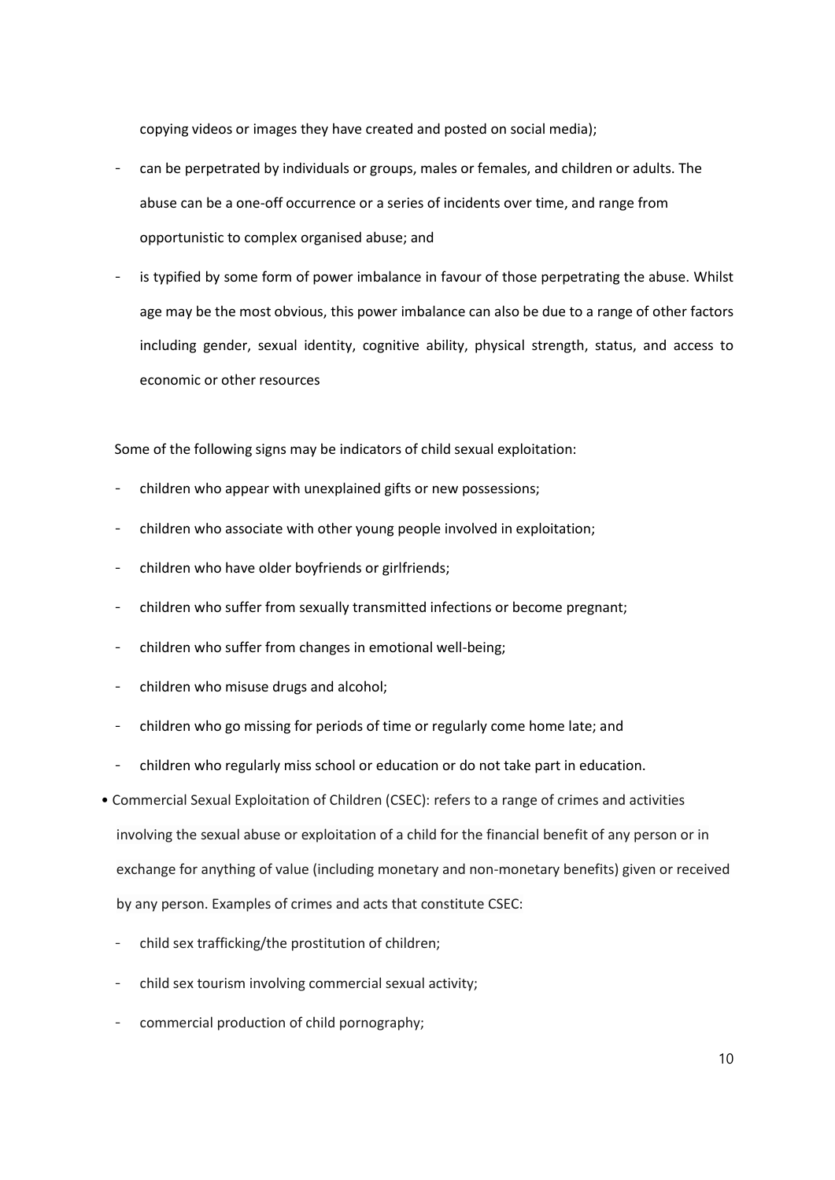copying videos or images they have created and posted on social media);

- can be perpetrated by individuals or groups, males or females, and children or adults. The abuse can be a one-off occurrence or a series of incidents over time, and range from opportunistic to complex organised abuse; and
- is typified by some form of power imbalance in favour of those perpetrating the abuse. Whilst age may be the most obvious, this power imbalance can also be due to a range of other factors including gender, sexual identity, cognitive ability, physical strength, status, and access to economic or other resources

Some of the following signs may be indicators of child sexual exploitation:

- children who appear with unexplained gifts or new possessions;
- children who associate with other young people involved in exploitation;
- children who have older boyfriends or girlfriends;
- children who suffer from sexually transmitted infections or become pregnant;
- children who suffer from changes in emotional well-being;
- children who misuse drugs and alcohol;
- children who go missing for periods of time or regularly come home late; and
- children who regularly miss school or education or do not take part in education.

• Commercial Sexual Exploitation of Children (CSEC): refers to a range of crimes and activities involving the sexual abuse or exploitation of a child for the financial benefit of any person or in exchange for anything of value (including monetary and non-monetary benefits) given or received by any person. Examples of crimes and acts that constitute CSEC:

- child sex trafficking/the prostitution of children;
- child sex tourism involving commercial sexual activity;
- commercial production of child pornography;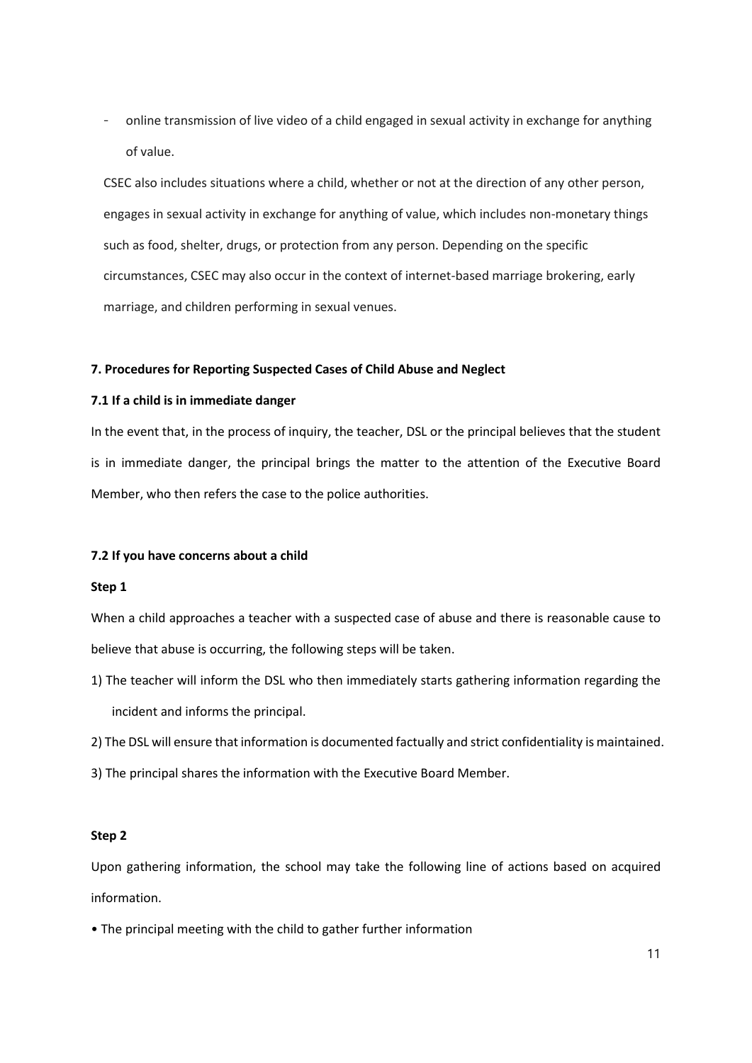- online transmission of live video of a child engaged in sexual activity in exchange for anything of value.

CSEC also includes situations where a child, whether or not at the direction of any other person, engages in sexual activity in exchange for anything of value, which includes non-monetary things such as food, shelter, drugs, or protection from any person. Depending on the specific circumstances, CSEC may also occur in the context of internet-based marriage brokering, early marriage, and children performing in sexual venues.

**7. Procedures for Reporting Suspected Cases of Child Abuse and Neglect**

**7.1 If a child is in immediate danger**

In the event that, in the process of inquiry, the teacher, DSL or the principal believes that the student is in immediate danger, the principal brings the matter to the attention of the Executive Board Member, who then refers the case to the police authorities.

**7.2 If you have concerns about a child**

**Step 1**

When a child approaches a teacher with a suspected case of abuse and there is reasonable cause to believe that abuse is occurring, the following steps will be taken.

1) The teacher will inform the DSL who then immediately starts gathering information regarding the incident and informs the principal.
2) The DSL will ensure that information is documented factually and strict confidentiality is maintained.
3) The principal shares the information with the Executive Board Member.

**Step 2**

Upon gathering information, the school may take the following line of actions based on acquired information.

- The principal meeting with the child to gather further information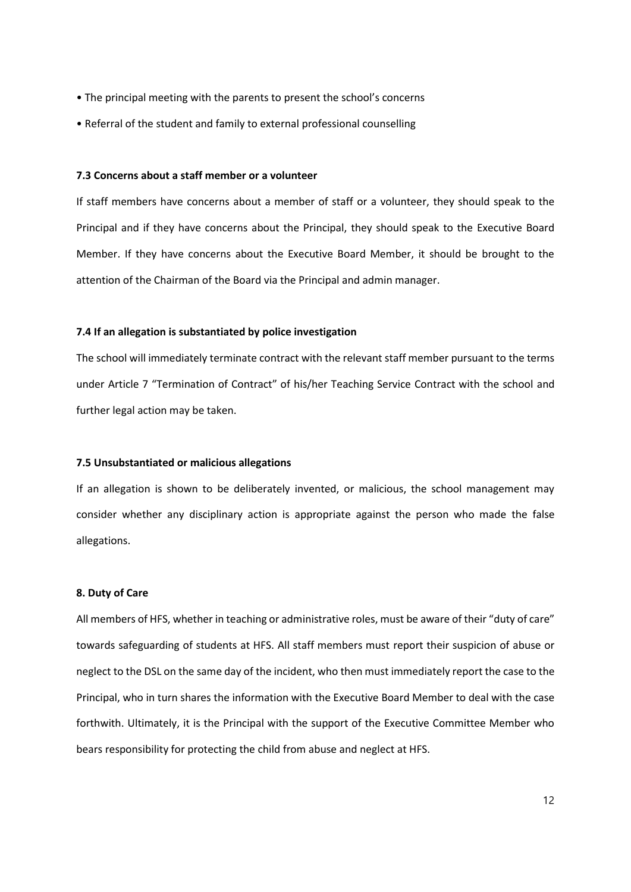- The principal meeting with the parents to present the school's concerns
- Referral of the student and family to external professional counselling

### 7.3 Concerns about a staff member or a volunteer

If staff members have concerns about a member of staff or a volunteer, they should speak to the Principal and if they have concerns about the Principal, they should speak to the Executive Board Member. If they have concerns about the Executive Board Member, it should be brought to the attention of the Chairman of the Board via the Principal and admin manager.

### 7.4 If an allegation is substantiated by police investigation

The school will immediately terminate contract with the relevant staff member pursuant to the terms under Article 7 "Termination of Contract" of his/her Teaching Service Contract with the school and further legal action may be taken.

### 7.5 Unsubstantiated or malicious allegations

If an allegation is shown to be deliberately invented, or malicious, the school management may consider whether any disciplinary action is appropriate against the person who made the false allegations.

## 8. Duty of Care

All members of HFS, whether in teaching or administrative roles, must be aware of their "duty of care" towards safeguarding of students at HFS. All staff members must report their suspicion of abuse or neglect to the DSL on the same day of the incident, who then must immediately report the case to the Principal, who in turn shares the information with the Executive Board Member to deal with the case forthwith. Ultimately, it is the Principal with the support of the Executive Committee Member who bears responsibility for protecting the child from abuse and neglect at HFS.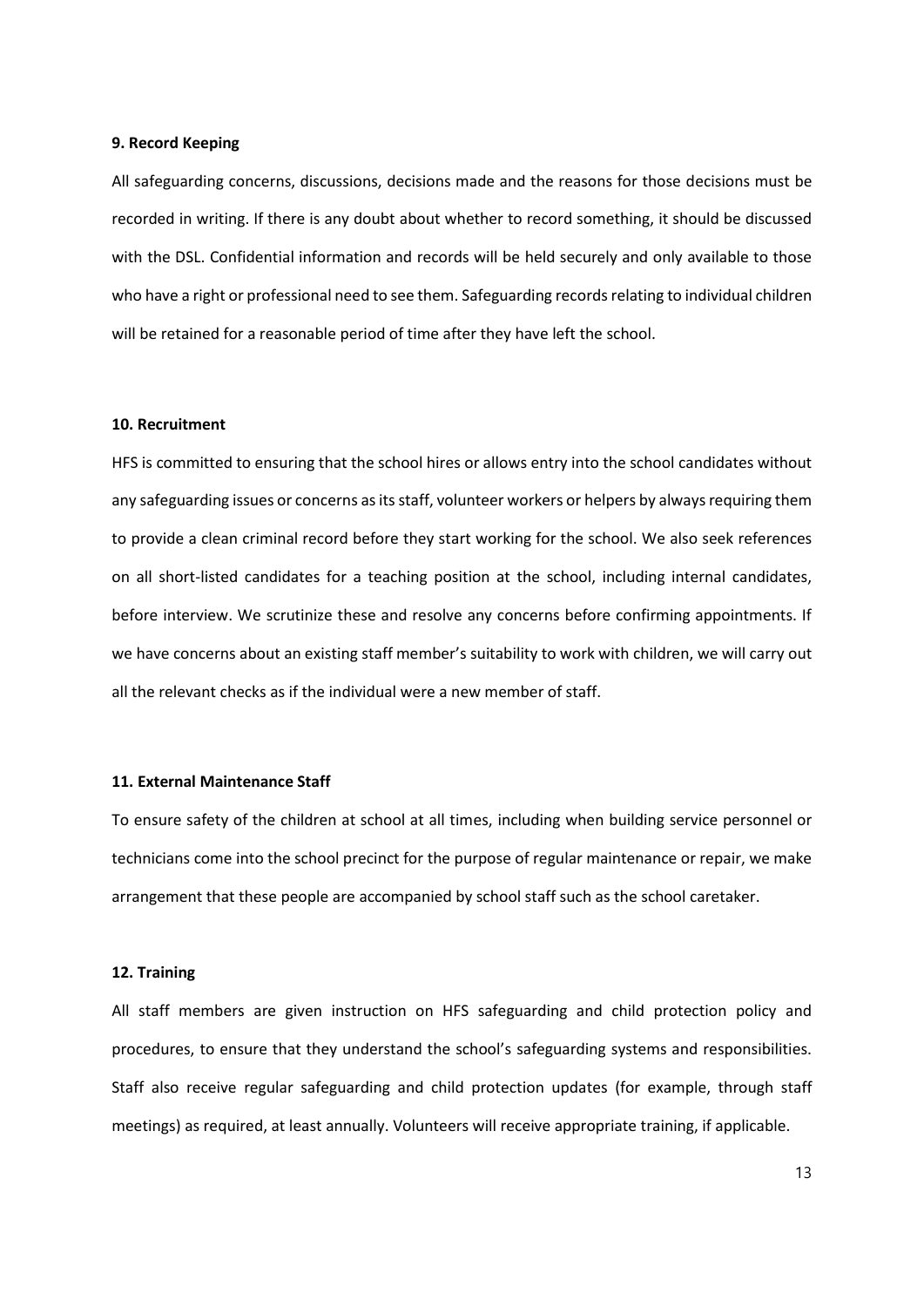**9. Record Keeping**

All safeguarding concerns, discussions, decisions made and the reasons for those decisions must be recorded in writing. If there is any doubt about whether to record something, it should be discussed with the DSL. Confidential information and records will be held securely and only available to those who have a right or professional need to see them. Safeguarding records relating to individual children will be retained for a reasonable period of time after they have left the school.

**10. Recruitment**

HFS is committed to ensuring that the school hires or allows entry into the school candidates without any safeguarding issues or concerns as its staff, volunteer workers or helpers by always requiring them to provide a clean criminal record before they start working for the school. We also seek references on all short-listed candidates for a teaching position at the school, including internal candidates, before interview. We scrutinize these and resolve any concerns before confirming appointments. If we have concerns about an existing staff member's suitability to work with children, we will carry out all the relevant checks as if the individual were a new member of staff.

**11. External Maintenance Staff**

To ensure safety of the children at school at all times, including when building service personnel or technicians come into the school precinct for the purpose of regular maintenance or repair, we make arrangement that these people are accompanied by school staff such as the school caretaker.

**12. Training**

All staff members are given instruction on HFS safeguarding and child protection policy and procedures, to ensure that they understand the school's safeguarding systems and responsibilities. Staff also receive regular safeguarding and child protection updates (for example, through staff meetings) as required, at least annually. Volunteers will receive appropriate training, if applicable.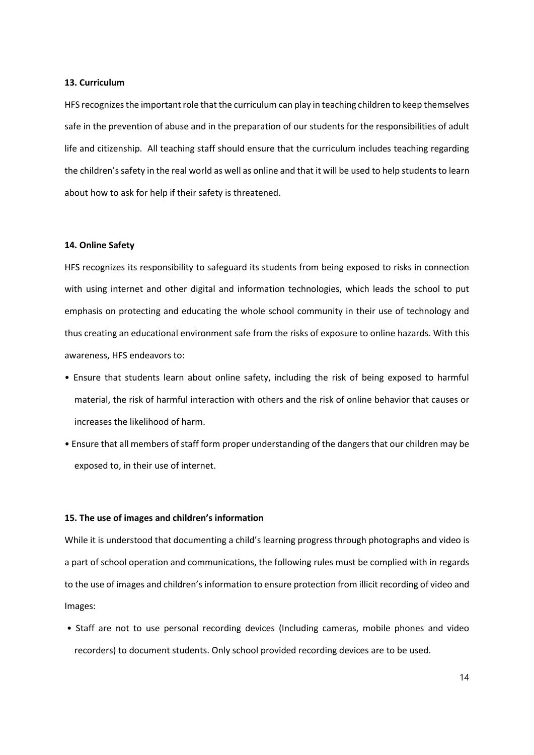**13. Curriculum**

HFS recognizes the important role that the curriculum can play in teaching children to keep themselves safe in the prevention of abuse and in the preparation of our students for the responsibilities of adult life and citizenship. All teaching staff should ensure that the curriculum includes teaching regarding the children's safety in the real world as well as online and that it will be used to help students to learn about how to ask for help if their safety is threatened.

**14. Online Safety**

HFS recognizes its responsibility to safeguard its students from being exposed to risks in connection with using internet and other digital and information technologies, which leads the school to put emphasis on protecting and educating the whole school community in their use of technology and thus creating an educational environment safe from the risks of exposure to online hazards. With this awareness, HFS endeavors to:

- Ensure that students learn about online safety, including the risk of being exposed to harmful material, the risk of harmful interaction with others and the risk of online behavior that causes or increases the likelihood of harm.
- Ensure that all members of staff form proper understanding of the dangers that our children may be exposed to, in their use of internet.

**15. The use of images and children's information**

While it is understood that documenting a child's learning progress through photographs and video is a part of school operation and communications, the following rules must be complied with in regards to the use of images and children's information to ensure protection from illicit recording of video and Images:

- Staff are not to use personal recording devices (Including cameras, mobile phones and video recorders) to document students. Only school provided recording devices are to be used.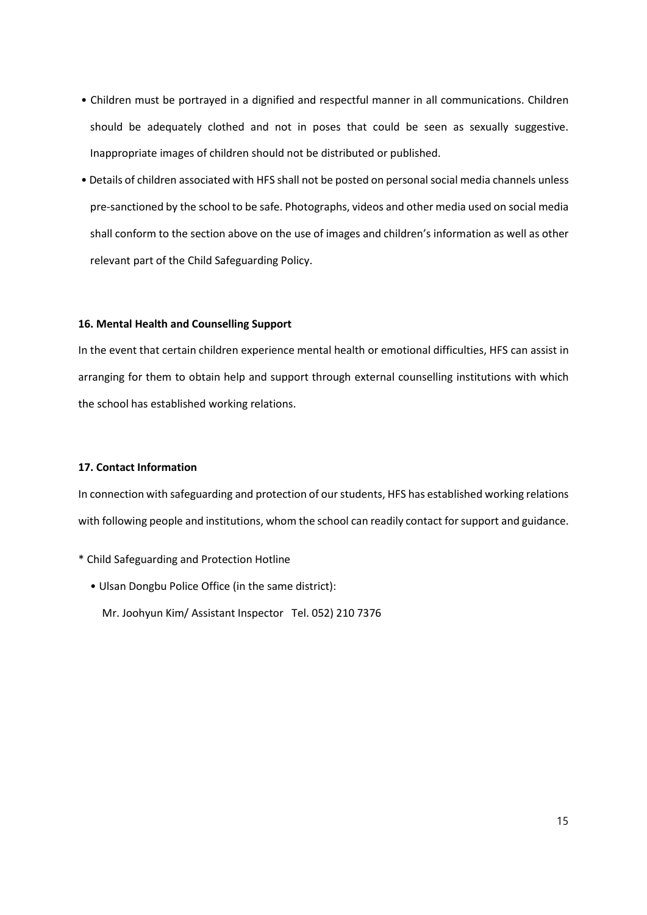- Children must be portrayed in a dignified and respectful manner in all communications. Children should be adequately clothed and not in poses that could be seen as sexually suggestive. Inappropriate images of children should not be distributed or published.
- Details of children associated with HFS shall not be posted on personal social media channels unless pre-sanctioned by the school to be safe. Photographs, videos and other media used on social media shall conform to the section above on the use of images and children's information as well as other relevant part of the Child Safeguarding Policy.

**16. Mental Health and Counselling Support**

In the event that certain children experience mental health or emotional difficulties, HFS can assist in arranging for them to obtain help and support through external counselling institutions with which the school has established working relations.

**17. Contact Information**

In connection with safeguarding and protection of our students, HFS has established working relations with following people and institutions, whom the school can readily contact for support and guidance.

* Child Safeguarding and Protection Hotline

  - Ulsan Dongbu Police Office (in the same district):

    Mr. Joohyun Kim/ Assistant Inspector   Tel. 052) 210 7376